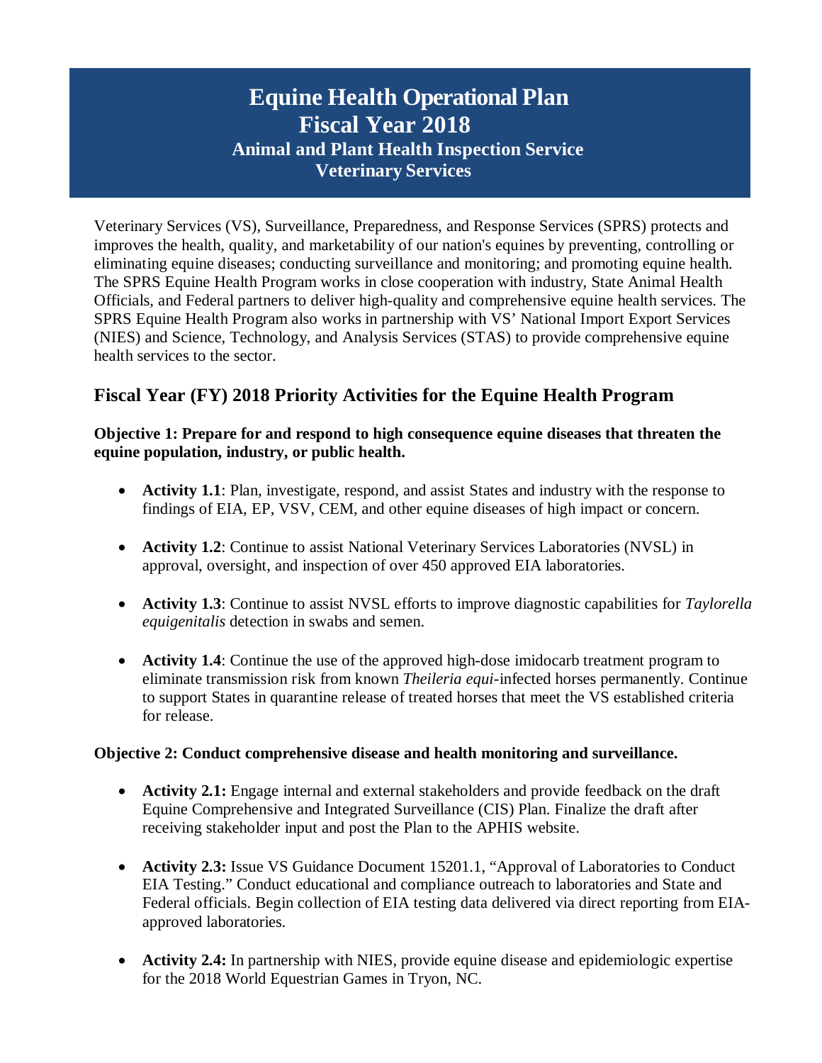# Equine Health Operational Plan
# Fiscal Year 2018
## Animal and Plant Health Inspection Service
## Veterinary Services

Veterinary Services (VS), Surveillance, Preparedness, and Response Services (SPRS) protects and improves the health, quality, and marketability of our nation's equines by preventing, controlling or eliminating equine diseases; conducting surveillance and monitoring; and promoting equine health. The SPRS Equine Health Program works in close cooperation with industry, State Animal Health Officials, and Federal partners to deliver high-quality and comprehensive equine health services. The SPRS Equine Health Program also works in partnership with VS' National Import Export Services (NIES) and Science, Technology, and Analysis Services (STAS) to provide comprehensive equine health services to the sector.

## Fiscal Year (FY) 2018 Priority Activities for the Equine Health Program

**Objective 1: Prepare for and respond to high consequence equine diseases that threaten the equine population, industry, or public health.**

- **Activity 1.1**: Plan, investigate, respond, and assist States and industry with the response to findings of EIA, EP, VSV, CEM, and other equine diseases of high impact or concern.

- **Activity 1.2**: Continue to assist National Veterinary Services Laboratories (NVSL) in approval, oversight, and inspection of over 450 approved EIA laboratories.

- **Activity 1.3**: Continue to assist NVSL efforts to improve diagnostic capabilities for *Taylorella equigenitalis* detection in swabs and semen.

- **Activity 1.4**: Continue the use of the approved high-dose imidocarb treatment program to eliminate transmission risk from known *Theileria equi*-infected horses permanently. Continue to support States in quarantine release of treated horses that meet the VS established criteria for release.

**Objective 2: Conduct comprehensive disease and health monitoring and surveillance.**

- **Activity 2.1:** Engage internal and external stakeholders and provide feedback on the draft Equine Comprehensive and Integrated Surveillance (CIS) Plan. Finalize the draft after receiving stakeholder input and post the Plan to the APHIS website.

- **Activity 2.3:** Issue VS Guidance Document 15201.1, "Approval of Laboratories to Conduct EIA Testing." Conduct educational and compliance outreach to laboratories and State and Federal officials. Begin collection of EIA testing data delivered via direct reporting from EIA-approved laboratories.

- **Activity 2.4:** In partnership with NIES, provide equine disease and epidemiologic expertise for the 2018 World Equestrian Games in Tryon, NC.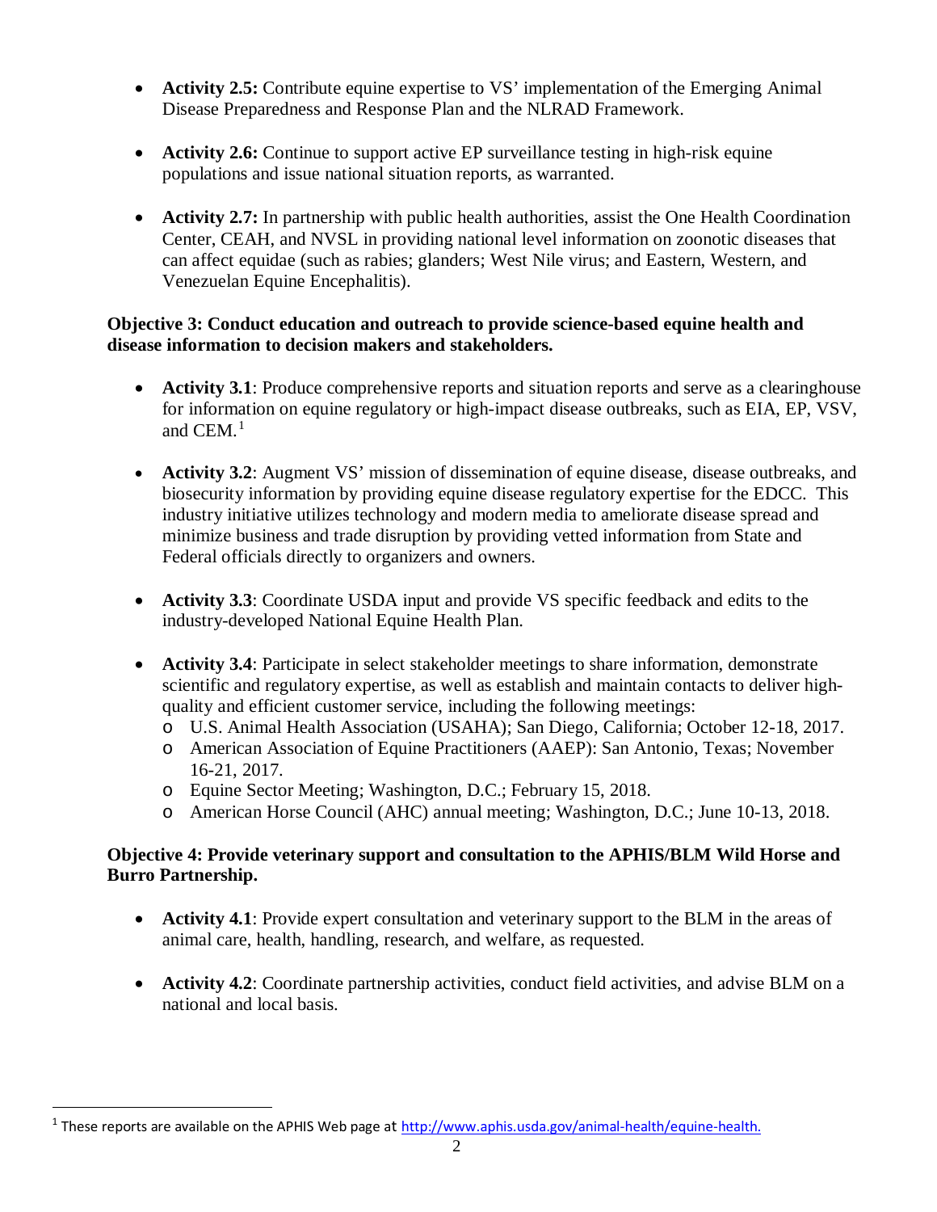- **Activity 2.5:** Contribute equine expertise to VS' implementation of the Emerging Animal Disease Preparedness and Response Plan and the NLRAD Framework.

- **Activity 2.6:** Continue to support active EP surveillance testing in high-risk equine populations and issue national situation reports, as warranted.

- **Activity 2.7:** In partnership with public health authorities, assist the One Health Coordination Center, CEAH, and NVSL in providing national level information on zoonotic diseases that can affect equidae (such as rabies; glanders; West Nile virus; and Eastern, Western, and Venezuelan Equine Encephalitis).

**Objective 3: Conduct education and outreach to provide science-based equine health and disease information to decision makers and stakeholders.**

- **Activity 3.1**: Produce comprehensive reports and situation reports and serve as a clearinghouse for information on equine regulatory or high-impact disease outbreaks, such as EIA, EP, VSV, and CEM.[1]

- **Activity 3.2**: Augment VS' mission of dissemination of equine disease, disease outbreaks, and biosecurity information by providing equine disease regulatory expertise for the EDCC. This industry initiative utilizes technology and modern media to ameliorate disease spread and minimize business and trade disruption by providing vetted information from State and Federal officials directly to organizers and owners.

- **Activity 3.3**: Coordinate USDA input and provide VS specific feedback and edits to the industry-developed National Equine Health Plan.

- **Activity 3.4**: Participate in select stakeholder meetings to share information, demonstrate scientific and regulatory expertise, as well as establish and maintain contacts to deliver high-quality and efficient customer service, including the following meetings:
  - U.S. Animal Health Association (USAHA); San Diego, California; October 12-18, 2017.
  - American Association of Equine Practitioners (AAEP): San Antonio, Texas; November 16-21, 2017.
  - Equine Sector Meeting; Washington, D.C.; February 15, 2018.
  - American Horse Council (AHC) annual meeting; Washington, D.C.; June 10-13, 2018.

**Objective 4: Provide veterinary support and consultation to the APHIS/BLM Wild Horse and Burro Partnership.**

- **Activity 4.1**: Provide expert consultation and veterinary support to the BLM in the areas of animal care, health, handling, research, and welfare, as requested.

- **Activity 4.2**: Coordinate partnership activities, conduct field activities, and advise BLM on a national and local basis.

[1] These reports are available on the APHIS Web page at http://www.aphis.usda.gov/animal-health/equine-health.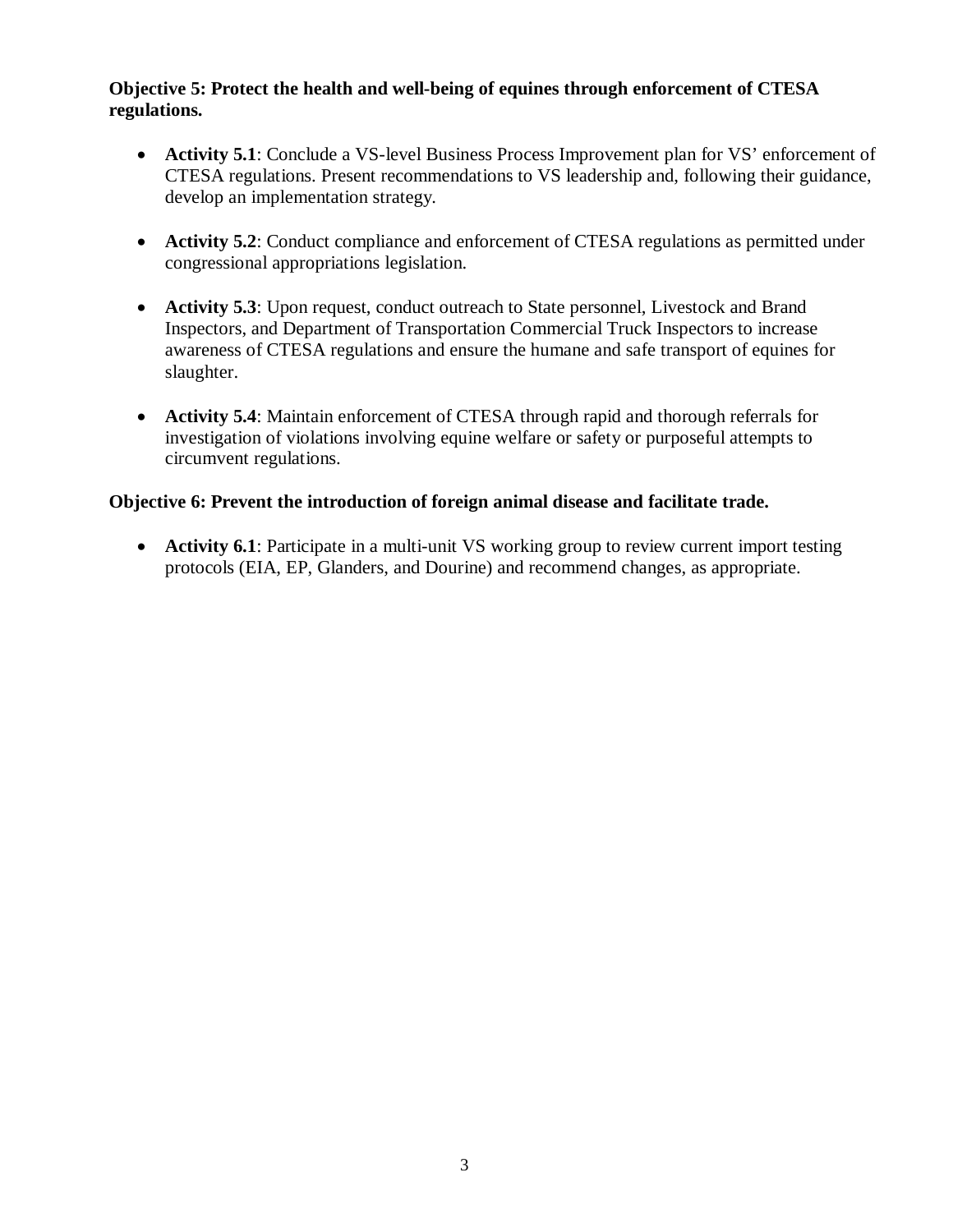**Objective 5: Protect the health and well-being of equines through enforcement of CTESA regulations.**

- **Activity 5.1**: Conclude a VS-level Business Process Improvement plan for VS' enforcement of CTESA regulations. Present recommendations to VS leadership and, following their guidance, develop an implementation strategy.
- **Activity 5.2**: Conduct compliance and enforcement of CTESA regulations as permitted under congressional appropriations legislation.
- **Activity 5.3**: Upon request, conduct outreach to State personnel, Livestock and Brand Inspectors, and Department of Transportation Commercial Truck Inspectors to increase awareness of CTESA regulations and ensure the humane and safe transport of equines for slaughter.
- **Activity 5.4**: Maintain enforcement of CTESA through rapid and thorough referrals for investigation of violations involving equine welfare or safety or purposeful attempts to circumvent regulations.

**Objective 6: Prevent the introduction of foreign animal disease and facilitate trade.**

- **Activity 6.1**: Participate in a multi-unit VS working group to review current import testing protocols (EIA, EP, Glanders, and Dourine) and recommend changes, as appropriate.